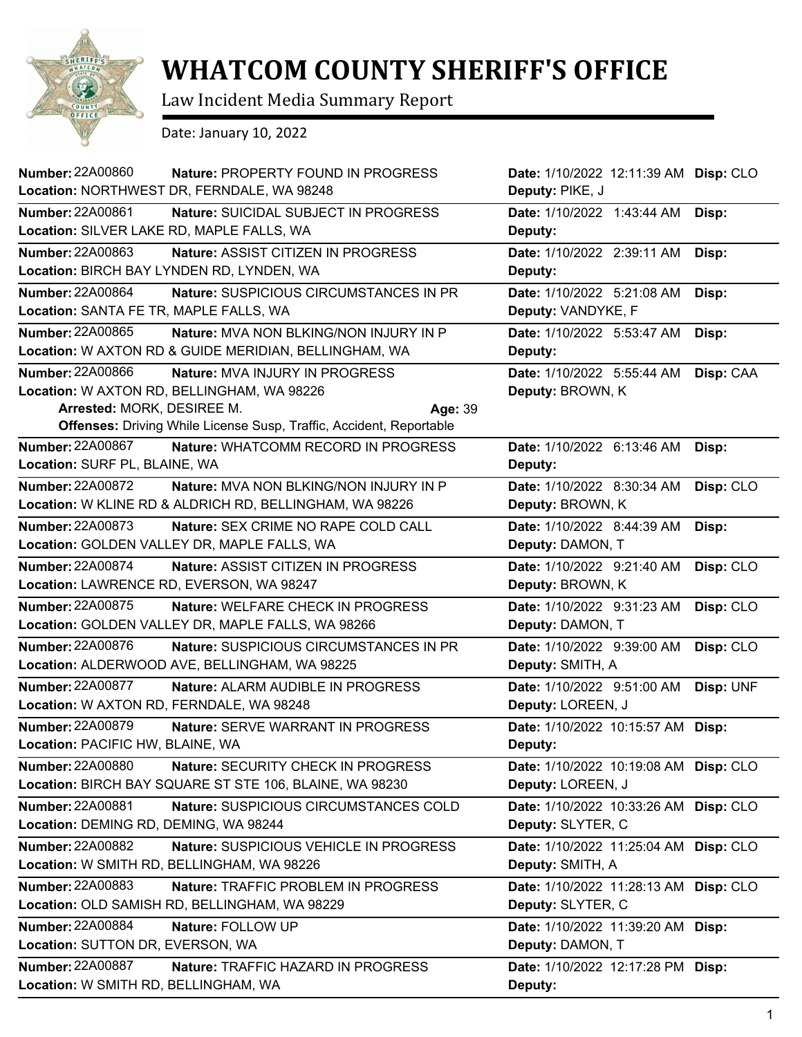# WHATCOM COUNTY SHERIFF'S OFFICE

Law Incident Media Summary Report

Date: January 10, 2022

**Number:** 22A00860 **Nature:** PROPERTY FOUND IN PROGRESS **Date:** 1/10/2022 12:11:39 AM **Disp:** CLO
**Location:** NORTHWEST DR, FERNDALE, WA 98248 **Deputy:** PIKE, J

---

**Number:** 22A00861 **Nature:** SUICIDAL SUBJECT IN PROGRESS **Date:** 1/10/2022 1:43:44 AM **Disp:**
**Location:** SILVER LAKE RD, MAPLE FALLS, WA **Deputy:**

---

**Number:** 22A00863 **Nature:** ASSIST CITIZEN IN PROGRESS **Date:** 1/10/2022 2:39:11 AM **Disp:**
**Location:** BIRCH BAY LYNDEN RD, LYNDEN, WA **Deputy:**

---

**Number:** 22A00864 **Nature:** SUSPICIOUS CIRCUMSTANCES IN PR **Date:** 1/10/2022 5:21:08 AM **Disp:**
**Location:** SANTA FE TR, MAPLE FALLS, WA **Deputy:** VANDYKE, F

---

**Number:** 22A00865 **Nature:** MVA NON BLKING/NON INJURY IN P **Date:** 1/10/2022 5:53:47 AM **Disp:**
**Location:** W AXTON RD & GUIDE MERIDIAN, BELLINGHAM, WA **Deputy:**

---

**Number:** 22A00866 **Nature:** MVA INJURY IN PROGRESS **Date:** 1/10/2022 5:55:44 AM **Disp:** CAA
**Location:** W AXTON RD, BELLINGHAM, WA 98226 **Deputy:** BROWN, K
**Arrested:** MORK, DESIREE M. **Age:** 39
**Offenses:** Driving While License Susp, Traffic, Accident, Reportable

---

**Number:** 22A00867 **Nature:** WHATCOMM RECORD IN PROGRESS **Date:** 1/10/2022 6:13:46 AM **Disp:**
**Location:** SURF PL, BLAINE, WA **Deputy:**

---

**Number:** 22A00872 **Nature:** MVA NON BLKING/NON INJURY IN P **Date:** 1/10/2022 8:30:34 AM **Disp:** CLO
**Location:** W KLINE RD & ALDRICH RD, BELLINGHAM, WA 98226 **Deputy:** BROWN, K

---

**Number:** 22A00873 **Nature:** SEX CRIME NO RAPE COLD CALL **Date:** 1/10/2022 8:44:39 AM **Disp:**
**Location:** GOLDEN VALLEY DR, MAPLE FALLS, WA **Deputy:** DAMON, T

---

**Number:** 22A00874 **Nature:** ASSIST CITIZEN IN PROGRESS **Date:** 1/10/2022 9:21:40 AM **Disp:** CLO
**Location:** LAWRENCE RD, EVERSON, WA 98247 **Deputy:** BROWN, K

---

**Number:** 22A00875 **Nature:** WELFARE CHECK IN PROGRESS **Date:** 1/10/2022 9:31:23 AM **Disp:** CLO
**Location:** GOLDEN VALLEY DR, MAPLE FALLS, WA 98266 **Deputy:** DAMON, T

---

**Number:** 22A00876 **Nature:** SUSPICIOUS CIRCUMSTANCES IN PR **Date:** 1/10/2022 9:39:00 AM **Disp:** CLO
**Location:** ALDERWOOD AVE, BELLINGHAM, WA 98225 **Deputy:** SMITH, A

---

**Number:** 22A00877 **Nature:** ALARM AUDIBLE IN PROGRESS **Date:** 1/10/2022 9:51:00 AM **Disp:** UNF
**Location:** W AXTON RD, FERNDALE, WA 98248 **Deputy:** LOREEN, J

---

**Number:** 22A00879 **Nature:** SERVE WARRANT IN PROGRESS **Date:** 1/10/2022 10:15:57 AM **Disp:**
**Location:** PACIFIC HW, BLAINE, WA **Deputy:**

---

**Number:** 22A00880 **Nature:** SECURITY CHECK IN PROGRESS **Date:** 1/10/2022 10:19:08 AM **Disp:** CLO
**Location:** BIRCH BAY SQUARE ST STE 106, BLAINE, WA 98230 **Deputy:** LOREEN, J

---

**Number:** 22A00881 **Nature:** SUSPICIOUS CIRCUMSTANCES COLD **Date:** 1/10/2022 10:33:26 AM **Disp:** CLO
**Location:** DEMING RD, DEMING, WA 98244 **Deputy:** SLYTER, C

---

**Number:** 22A00882 **Nature:** SUSPICIOUS VEHICLE IN PROGRESS **Date:** 1/10/2022 11:25:04 AM **Disp:** CLO
**Location:** W SMITH RD, BELLINGHAM, WA 98226 **Deputy:** SMITH, A

---

**Number:** 22A00883 **Nature:** TRAFFIC PROBLEM IN PROGRESS **Date:** 1/10/2022 11:28:13 AM **Disp:** CLO
**Location:** OLD SAMISH RD, BELLINGHAM, WA 98229 **Deputy:** SLYTER, C

---

**Number:** 22A00884 **Nature:** FOLLOW UP **Date:** 1/10/2022 11:39:20 AM **Disp:**
**Location:** SUTTON DR, EVERSON, WA **Deputy:** DAMON, T

---

**Number:** 22A00887 **Nature:** TRAFFIC HAZARD IN PROGRESS **Date:** 1/10/2022 12:17:28 PM **Disp:**
**Location:** W SMITH RD, BELLINGHAM, WA **Deputy:**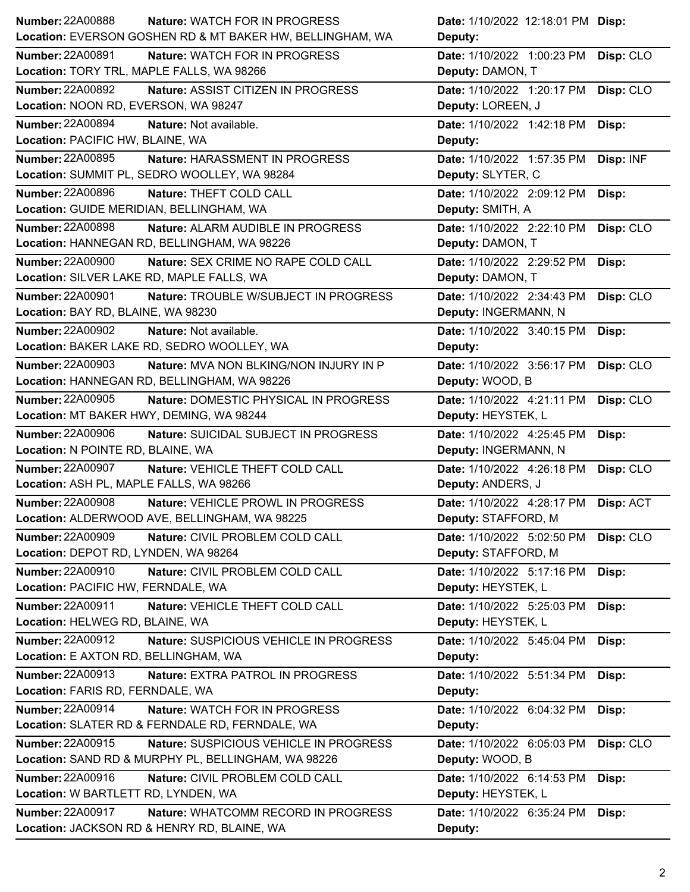| Number | Nature | Location | Date | Deputy | Disp |
|---|---|---|---|---|---|
| 22A00888 | WATCH FOR IN PROGRESS | EVERSON GOSHEN RD & MT BAKER HW, BELLINGHAM, WA | 1/10/2022 12:18:01 PM | | |
| 22A00891 | WATCH FOR IN PROGRESS | TORY TRL, MAPLE FALLS, WA 98266 | 1/10/2022 1:00:23 PM | DAMON, T | CLO |
| 22A00892 | ASSIST CITIZEN IN PROGRESS | NOON RD, EVERSON, WA 98247 | 1/10/2022 1:20:17 PM | LOREEN, J | CLO |
| 22A00894 | Not available. | PACIFIC HW, BLAINE, WA | 1/10/2022 1:42:18 PM | | |
| 22A00895 | HARASSMENT IN PROGRESS | SUMMIT PL, SEDRO WOOLLEY, WA 98284 | 1/10/2022 1:57:35 PM | SLYTER, C | INF |
| 22A00896 | THEFT COLD CALL | GUIDE MERIDIAN, BELLINGHAM, WA | 1/10/2022 2:09:12 PM | SMITH, A | |
| 22A00898 | ALARM AUDIBLE IN PROGRESS | HANNEGAN RD, BELLINGHAM, WA 98226 | 1/10/2022 2:22:10 PM | DAMON, T | CLO |
| 22A00900 | SEX CRIME NO RAPE COLD CALL | SILVER LAKE RD, MAPLE FALLS, WA | 1/10/2022 2:29:52 PM | DAMON, T | |
| 22A00901 | TROUBLE W/SUBJECT IN PROGRESS | BAY RD, BLAINE, WA 98230 | 1/10/2022 2:34:43 PM | INGERMANN, N | CLO |
| 22A00902 | Not available. | BAKER LAKE RD, SEDRO WOOLLEY, WA | 1/10/2022 3:40:15 PM | | |
| 22A00903 | MVA NON BLKING/NON INJURY IN P | HANNEGAN RD, BELLINGHAM, WA 98226 | 1/10/2022 3:56:17 PM | WOOD, B | CLO |
| 22A00905 | DOMESTIC PHYSICAL IN PROGRESS | MT BAKER HWY, DEMING, WA 98244 | 1/10/2022 4:21:11 PM | HEYSTEK, L | CLO |
| 22A00906 | SUICIDAL SUBJECT IN PROGRESS | N POINTE RD, BLAINE, WA | 1/10/2022 4:25:45 PM | INGERMANN, N | |
| 22A00907 | VEHICLE THEFT COLD CALL | ASH PL, MAPLE FALLS, WA 98266 | 1/10/2022 4:26:18 PM | ANDERS, J | CLO |
| 22A00908 | VEHICLE PROWL IN PROGRESS | ALDERWOOD AVE, BELLINGHAM, WA 98225 | 1/10/2022 4:28:17 PM | STAFFORD, M | ACT |
| 22A00909 | CIVIL PROBLEM COLD CALL | DEPOT RD, LYNDEN, WA 98264 | 1/10/2022 5:02:50 PM | STAFFORD, M | CLO |
| 22A00910 | CIVIL PROBLEM COLD CALL | PACIFIC HW, FERNDALE, WA | 1/10/2022 5:17:16 PM | HEYSTEK, L | |
| 22A00911 | VEHICLE THEFT COLD CALL | HELWEG RD, BLAINE, WA | 1/10/2022 5:25:03 PM | HEYSTEK, L | |
| 22A00912 | SUSPICIOUS VEHICLE IN PROGRESS | E AXTON RD, BELLINGHAM, WA | 1/10/2022 5:45:04 PM | | |
| 22A00913 | EXTRA PATROL IN PROGRESS | FARIS RD, FERNDALE, WA | 1/10/2022 5:51:34 PM | | |
| 22A00914 | WATCH FOR IN PROGRESS | SLATER RD & FERNDALE RD, FERNDALE, WA | 1/10/2022 6:04:32 PM | | |
| 22A00915 | SUSPICIOUS VEHICLE IN PROGRESS | SAND RD & MURPHY PL, BELLINGHAM, WA 98226 | 1/10/2022 6:05:03 PM | WOOD, B | CLO |
| 22A00916 | CIVIL PROBLEM COLD CALL | W BARTLETT RD, LYNDEN, WA | 1/10/2022 6:14:53 PM | HEYSTEK, L | |
| 22A00917 | WHATCOMM RECORD IN PROGRESS | JACKSON RD & HENRY RD, BLAINE, WA | 1/10/2022 6:35:24 PM | | |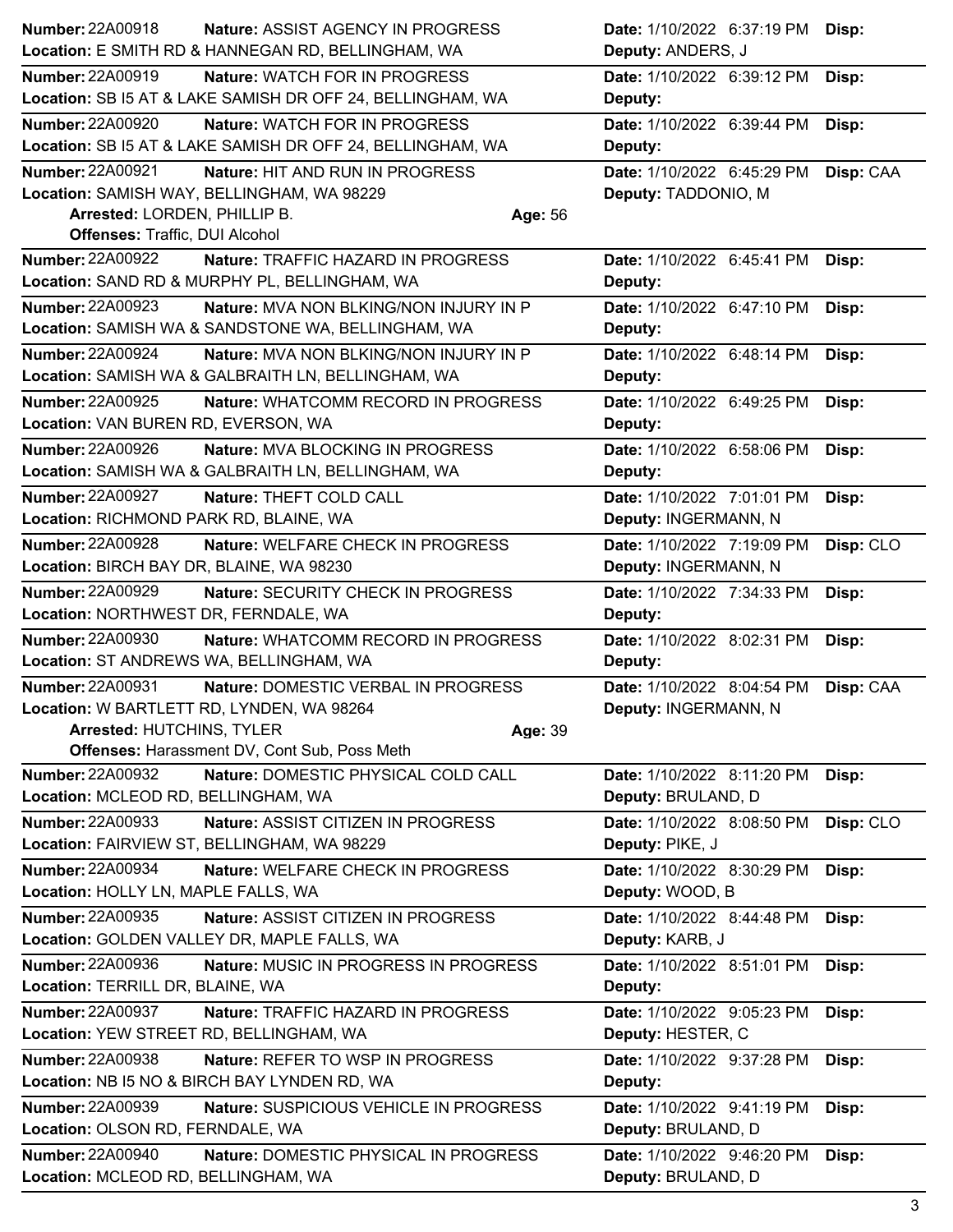**Number:** 22A00918 **Nature:** ASSIST AGENCY IN PROGRESS **Date:** 1/10/2022 6:37:19 PM **Disp:**
**Location:** E SMITH RD & HANNEGAN RD, BELLINGHAM, WA **Deputy:** ANDERS, J

---

**Number:** 22A00919 **Nature:** WATCH FOR IN PROGRESS **Date:** 1/10/2022 6:39:12 PM **Disp:**
**Location:** SB I5 AT & LAKE SAMISH DR OFF 24, BELLINGHAM, WA **Deputy:**

---

**Number:** 22A00920 **Nature:** WATCH FOR IN PROGRESS **Date:** 1/10/2022 6:39:44 PM **Disp:**
**Location:** SB I5 AT & LAKE SAMISH DR OFF 24, BELLINGHAM, WA **Deputy:**

---

**Number:** 22A00921 **Nature:** HIT AND RUN IN PROGRESS **Date:** 1/10/2022 6:45:29 PM **Disp:** CAA
**Location:** SAMISH WAY, BELLINGHAM, WA 98229 **Deputy:** TADDONIO, M
**Arrested:** LORDEN, PHILLIP B. **Age:** 56
**Offenses:** Traffic, DUI Alcohol

---

**Number:** 22A00922 **Nature:** TRAFFIC HAZARD IN PROGRESS **Date:** 1/10/2022 6:45:41 PM **Disp:**
**Location:** SAND RD & MURPHY PL, BELLINGHAM, WA **Deputy:**

---

**Number:** 22A00923 **Nature:** MVA NON BLKING/NON INJURY IN P **Date:** 1/10/2022 6:47:10 PM **Disp:**
**Location:** SAMISH WA & SANDSTONE WA, BELLINGHAM, WA **Deputy:**

---

**Number:** 22A00924 **Nature:** MVA NON BLKING/NON INJURY IN P **Date:** 1/10/2022 6:48:14 PM **Disp:**
**Location:** SAMISH WA & GALBRAITH LN, BELLINGHAM, WA **Deputy:**

---

**Number:** 22A00925 **Nature:** WHATCOMM RECORD IN PROGRESS **Date:** 1/10/2022 6:49:25 PM **Disp:**
**Location:** VAN BUREN RD, EVERSON, WA **Deputy:**

---

**Number:** 22A00926 **Nature:** MVA BLOCKING IN PROGRESS **Date:** 1/10/2022 6:58:06 PM **Disp:**
**Location:** SAMISH WA & GALBRAITH LN, BELLINGHAM, WA **Deputy:**

---

**Number:** 22A00927 **Nature:** THEFT COLD CALL **Date:** 1/10/2022 7:01:01 PM **Disp:**
**Location:** RICHMOND PARK RD, BLAINE, WA **Deputy:** INGERMANN, N

---

**Number:** 22A00928 **Nature:** WELFARE CHECK IN PROGRESS **Date:** 1/10/2022 7:19:09 PM **Disp:** CLO
**Location:** BIRCH BAY DR, BLAINE, WA 98230 **Deputy:** INGERMANN, N

---

**Number:** 22A00929 **Nature:** SECURITY CHECK IN PROGRESS **Date:** 1/10/2022 7:34:33 PM **Disp:**
**Location:** NORTHWEST DR, FERNDALE, WA **Deputy:**

---

**Number:** 22A00930 **Nature:** WHATCOMM RECORD IN PROGRESS **Date:** 1/10/2022 8:02:31 PM **Disp:**
**Location:** ST ANDREWS WA, BELLINGHAM, WA **Deputy:**

---

**Number:** 22A00931 **Nature:** DOMESTIC VERBAL IN PROGRESS **Date:** 1/10/2022 8:04:54 PM **Disp:** CAA
**Location:** W BARTLETT RD, LYNDEN, WA 98264 **Deputy:** INGERMANN, N
**Arrested:** HUTCHINS, TYLER **Age:** 39
**Offenses:** Harassment DV, Cont Sub, Poss Meth

---

**Number:** 22A00932 **Nature:** DOMESTIC PHYSICAL COLD CALL **Date:** 1/10/2022 8:11:20 PM **Disp:**
**Location:** MCLEOD RD, BELLINGHAM, WA **Deputy:** BRULAND, D

---

**Number:** 22A00933 **Nature:** ASSIST CITIZEN IN PROGRESS **Date:** 1/10/2022 8:08:50 PM **Disp:** CLO
**Location:** FAIRVIEW ST, BELLINGHAM, WA 98229 **Deputy:** PIKE, J

---

**Number:** 22A00934 **Nature:** WELFARE CHECK IN PROGRESS **Date:** 1/10/2022 8:30:29 PM **Disp:**
**Location:** HOLLY LN, MAPLE FALLS, WA **Deputy:** WOOD, B

---

**Number:** 22A00935 **Nature:** ASSIST CITIZEN IN PROGRESS **Date:** 1/10/2022 8:44:48 PM **Disp:**
**Location:** GOLDEN VALLEY DR, MAPLE FALLS, WA **Deputy:** KARB, J

---

**Number:** 22A00936 **Nature:** MUSIC IN PROGRESS IN PROGRESS **Date:** 1/10/2022 8:51:01 PM **Disp:**
**Location:** TERRILL DR, BLAINE, WA **Deputy:**

---

**Number:** 22A00937 **Nature:** TRAFFIC HAZARD IN PROGRESS **Date:** 1/10/2022 9:05:23 PM **Disp:**
**Location:** YEW STREET RD, BELLINGHAM, WA **Deputy:** HESTER, C

---

**Number:** 22A00938 **Nature:** REFER TO WSP IN PROGRESS **Date:** 1/10/2022 9:37:28 PM **Disp:**
**Location:** NB I5 NO & BIRCH BAY LYNDEN RD, WA **Deputy:**

---

**Number:** 22A00939 **Nature:** SUSPICIOUS VEHICLE IN PROGRESS **Date:** 1/10/2022 9:41:19 PM **Disp:**
**Location:** OLSON RD, FERNDALE, WA **Deputy:** BRULAND, D

---

**Number:** 22A00940 **Nature:** DOMESTIC PHYSICAL IN PROGRESS **Date:** 1/10/2022 9:46:20 PM **Disp:**
**Location:** MCLEOD RD, BELLINGHAM, WA **Deputy:** BRULAND, D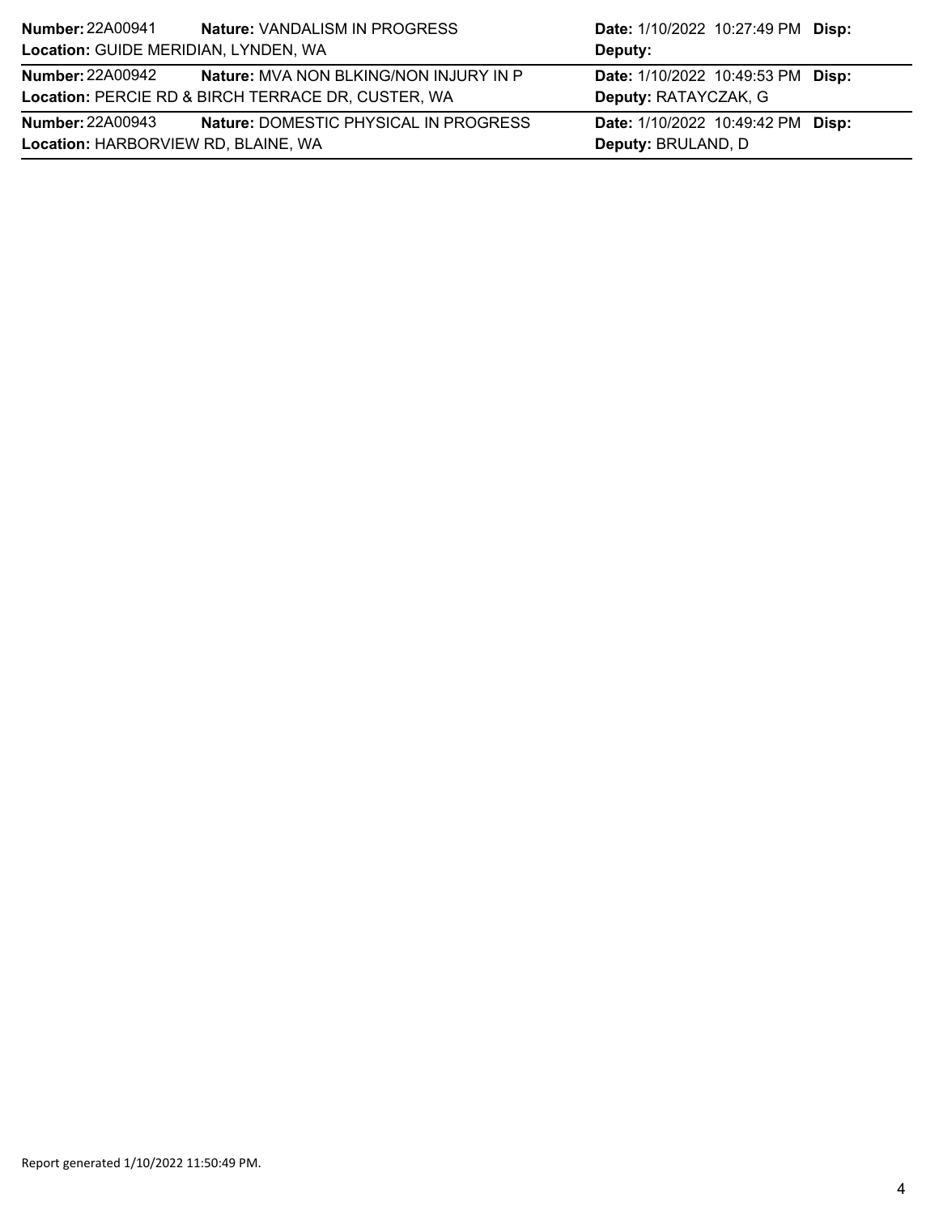**Number:** 22A00941 **Nature:** VANDALISM IN PROGRESS **Date:** 1/10/2022 10:27:49 PM **Disp:**
**Location:** GUIDE MERIDIAN, LYNDEN, WA **Deputy:**

---

**Number:** 22A00942 **Nature:** MVA NON BLKING/NON INJURY IN P **Date:** 1/10/2022 10:49:53 PM **Disp:**
**Location:** PERCIE RD & BIRCH TERRACE DR, CUSTER, WA **Deputy:** RATAYCZAK, G

---

**Number:** 22A00943 **Nature:** DOMESTIC PHYSICAL IN PROGRESS **Date:** 1/10/2022 10:49:42 PM **Disp:**
**Location:** HARBORVIEW RD, BLAINE, WA **Deputy:** BRULAND, D

---

Report generated 1/10/2022 11:50:49 PM.